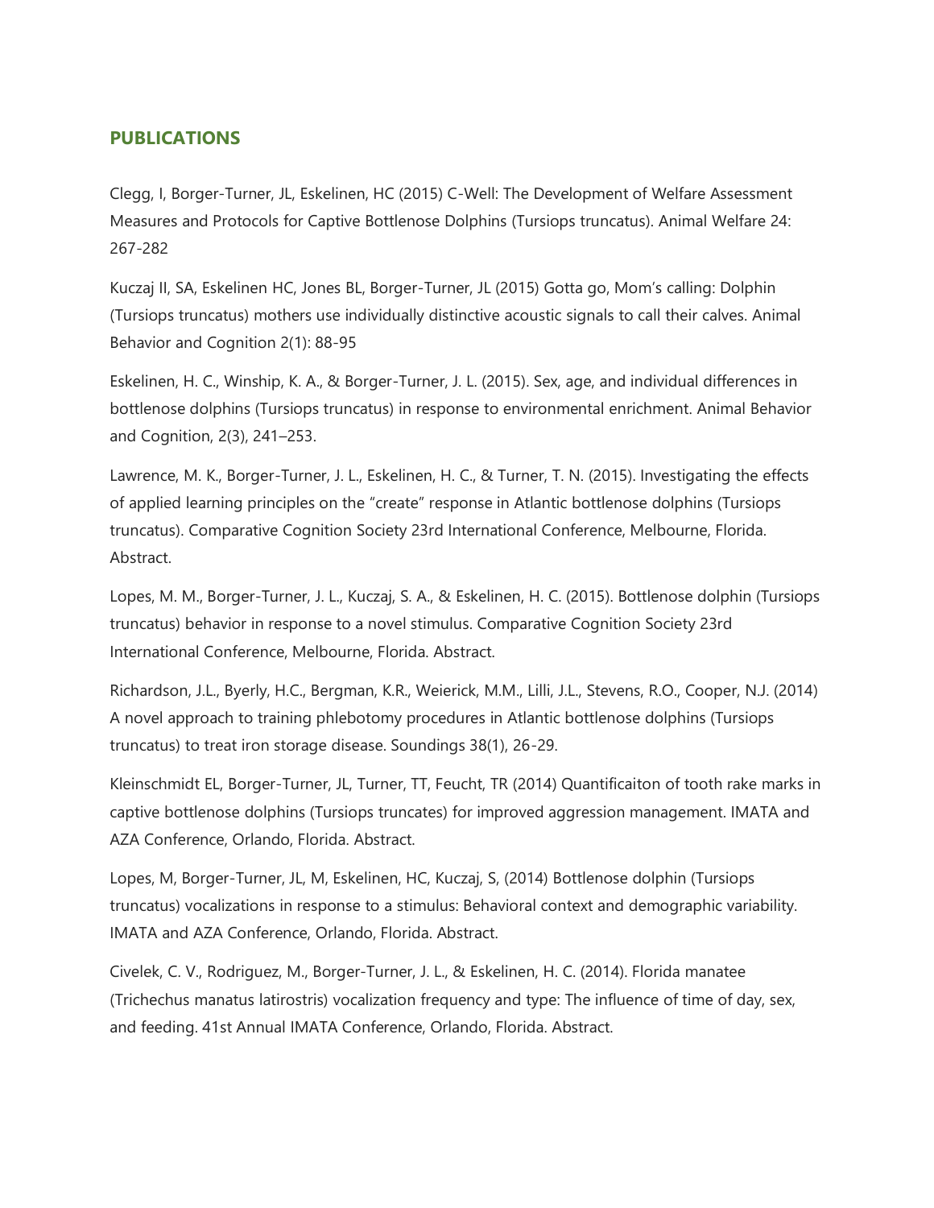## PUBLICATIONS

Clegg, I, Borger-Turner, JL, Eskelinen, HC (2015) C-Well: The Development of Welfare Assessment Measures and Protocols for Captive Bottlenose Dolphins (Tursiops truncatus). Animal Welfare 24: 267-282

Kuczaj II, SA, Eskelinen HC, Jones BL, Borger-Turner, JL (2015) Gotta go, Mom's calling: Dolphin (Tursiops truncatus) mothers use individually distinctive acoustic signals to call their calves. Animal Behavior and Cognition 2(1): 88-95

Eskelinen, H. C., Winship, K. A., & Borger-Turner, J. L. (2015). Sex, age, and individual differences in bottlenose dolphins (Tursiops truncatus) in response to environmental enrichment. Animal Behavior and Cognition, 2(3), 241–253.

Lawrence, M. K., Borger-Turner, J. L., Eskelinen, H. C., & Turner, T. N. (2015). Investigating the effects of applied learning principles on the "create" response in Atlantic bottlenose dolphins (Tursiops truncatus). Comparative Cognition Society 23rd International Conference, Melbourne, Florida. Abstract.

Lopes, M. M., Borger-Turner, J. L., Kuczaj, S. A., & Eskelinen, H. C. (2015). Bottlenose dolphin (Tursiops truncatus) behavior in response to a novel stimulus. Comparative Cognition Society 23rd International Conference, Melbourne, Florida. Abstract.

Richardson, J.L., Byerly, H.C., Bergman, K.R., Weierick, M.M., Lilli, J.L., Stevens, R.O., Cooper, N.J. (2014) A novel approach to training phlebotomy procedures in Atlantic bottlenose dolphins (Tursiops truncatus) to treat iron storage disease. Soundings 38(1), 26-29.

Kleinschmidt EL, Borger-Turner, JL, Turner, TT, Feucht, TR (2014) Quantificaiton of tooth rake marks in captive bottlenose dolphins (Tursiops truncates) for improved aggression management. IMATA and AZA Conference, Orlando, Florida. Abstract.

Lopes, M, Borger-Turner, JL, M, Eskelinen, HC, Kuczaj, S, (2014) Bottlenose dolphin (Tursiops truncatus) vocalizations in response to a stimulus: Behavioral context and demographic variability. IMATA and AZA Conference, Orlando, Florida. Abstract.

Civelek, C. V., Rodriguez, M., Borger-Turner, J. L., & Eskelinen, H. C. (2014). Florida manatee (Trichechus manatus latirostris) vocalization frequency and type: The influence of time of day, sex, and feeding. 41st Annual IMATA Conference, Orlando, Florida. Abstract.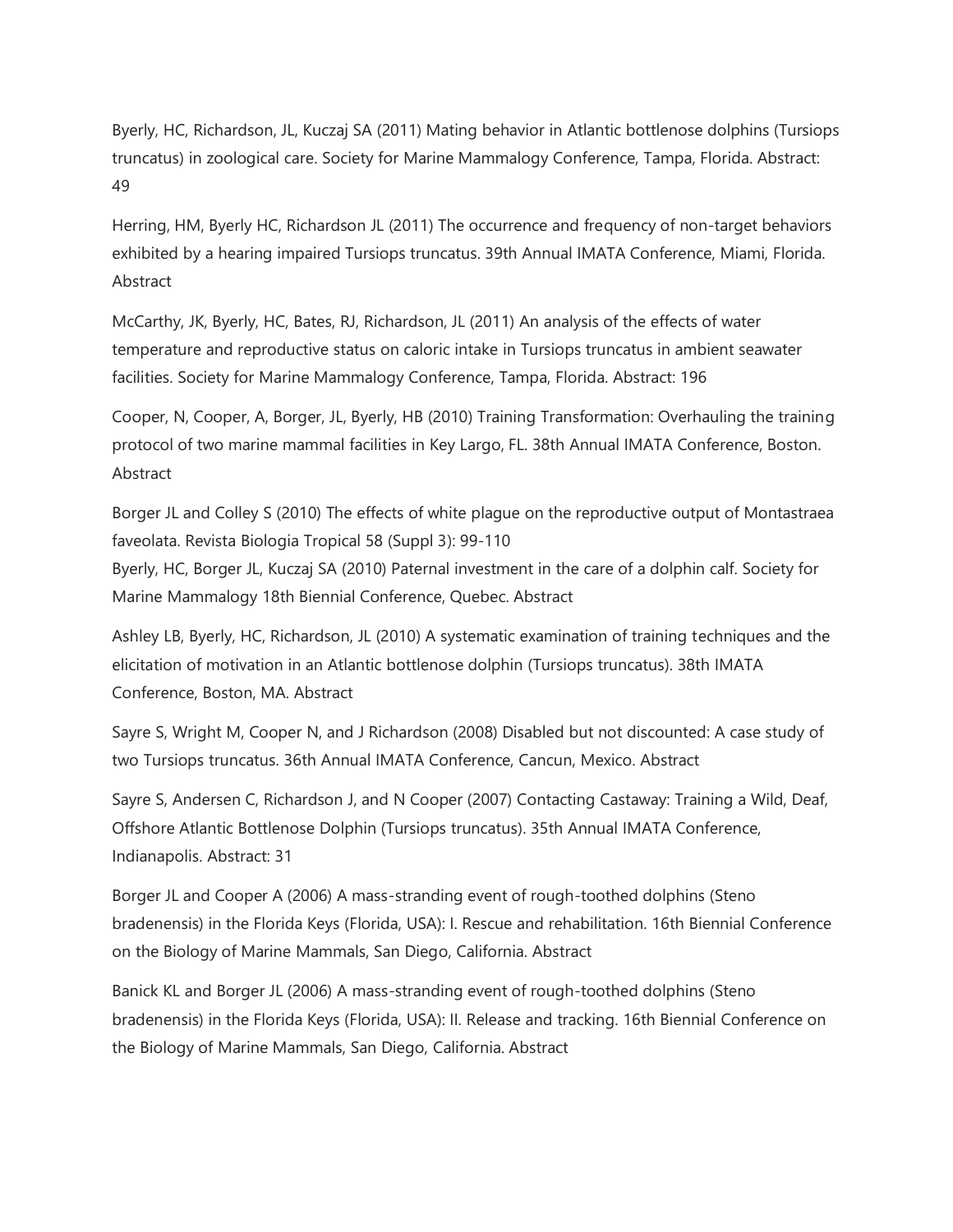Byerly, HC, Richardson, JL, Kuczaj SA (2011) Mating behavior in Atlantic bottlenose dolphins (Tursiops truncatus) in zoological care. Society for Marine Mammalogy Conference, Tampa, Florida. Abstract: 49

Herring, HM, Byerly HC, Richardson JL (2011) The occurrence and frequency of non-target behaviors exhibited by a hearing impaired Tursiops truncatus. 39th Annual IMATA Conference, Miami, Florida. Abstract

McCarthy, JK, Byerly, HC, Bates, RJ, Richardson, JL (2011) An analysis of the effects of water temperature and reproductive status on caloric intake in Tursiops truncatus in ambient seawater facilities. Society for Marine Mammalogy Conference, Tampa, Florida. Abstract: 196

Cooper, N, Cooper, A, Borger, JL, Byerly, HB (2010) Training Transformation: Overhauling the training protocol of two marine mammal facilities in Key Largo, FL. 38th Annual IMATA Conference, Boston. Abstract

Borger JL and Colley S (2010) The effects of white plague on the reproductive output of Montastraea faveolata. Revista Biologia Tropical 58 (Suppl 3): 99-110
Byerly, HC, Borger JL, Kuczaj SA (2010) Paternal investment in the care of a dolphin calf. Society for Marine Mammalogy 18th Biennial Conference, Quebec. Abstract

Ashley LB, Byerly, HC, Richardson, JL (2010) A systematic examination of training techniques and the elicitation of motivation in an Atlantic bottlenose dolphin (Tursiops truncatus). 38th IMATA Conference, Boston, MA. Abstract

Sayre S, Wright M, Cooper N, and J Richardson (2008) Disabled but not discounted: A case study of two Tursiops truncatus. 36th Annual IMATA Conference, Cancun, Mexico. Abstract

Sayre S, Andersen C, Richardson J, and N Cooper (2007) Contacting Castaway: Training a Wild, Deaf, Offshore Atlantic Bottlenose Dolphin (Tursiops truncatus). 35th Annual IMATA Conference, Indianapolis. Abstract: 31

Borger JL and Cooper A (2006) A mass-stranding event of rough-toothed dolphins (Steno bradenensis) in the Florida Keys (Florida, USA): I. Rescue and rehabilitation. 16th Biennial Conference on the Biology of Marine Mammals, San Diego, California. Abstract

Banick KL and Borger JL (2006) A mass-stranding event of rough-toothed dolphins (Steno bradenensis) in the Florida Keys (Florida, USA): II. Release and tracking. 16th Biennial Conference on the Biology of Marine Mammals, San Diego, California. Abstract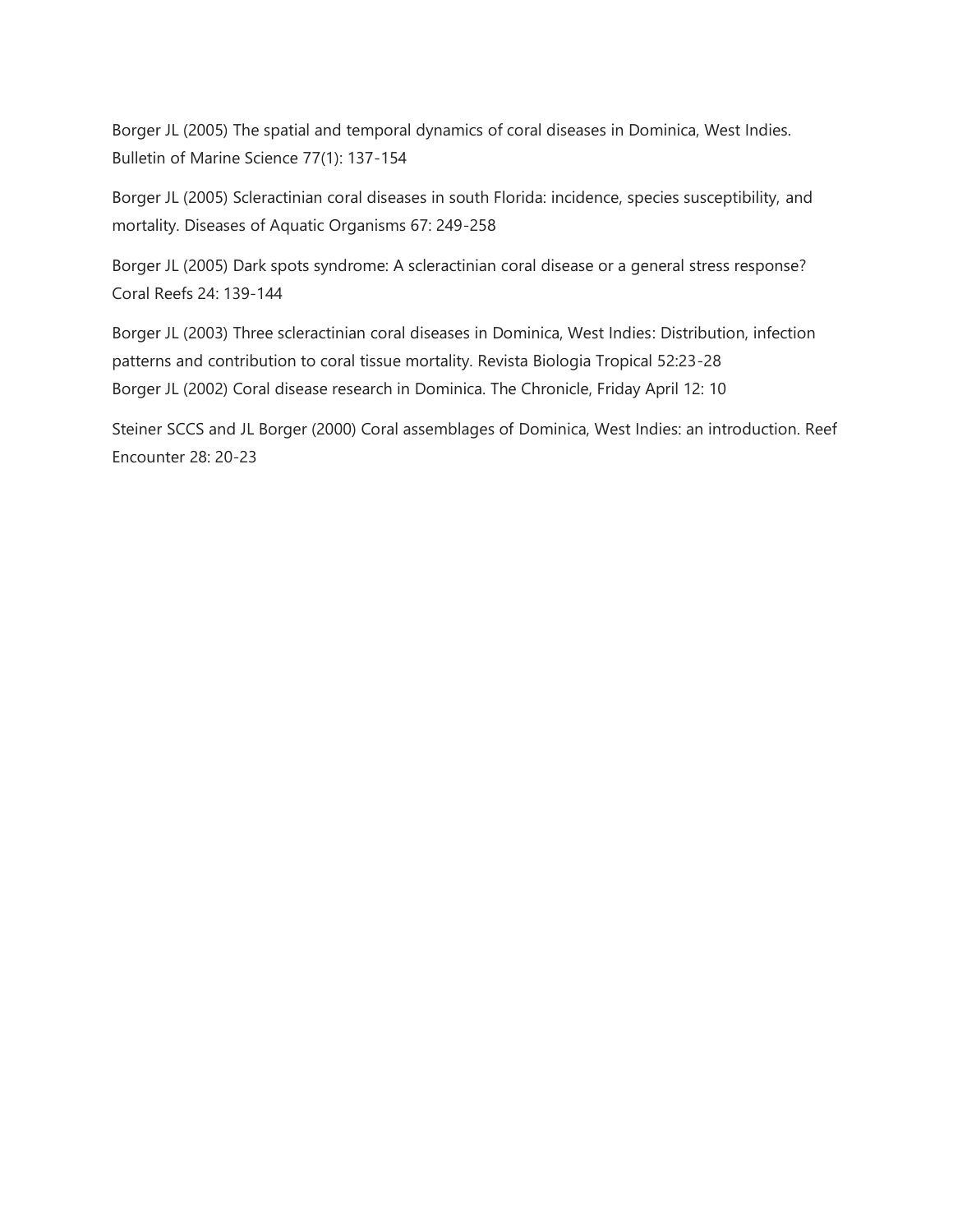Borger JL (2005) The spatial and temporal dynamics of coral diseases in Dominica, West Indies. Bulletin of Marine Science 77(1): 137-154

Borger JL (2005) Scleractinian coral diseases in south Florida: incidence, species susceptibility, and mortality. Diseases of Aquatic Organisms 67: 249-258

Borger JL (2005) Dark spots syndrome: A scleractinian coral disease or a general stress response? Coral Reefs 24: 139-144

Borger JL (2003) Three scleractinian coral diseases in Dominica, West Indies: Distribution, infection patterns and contribution to coral tissue mortality. Revista Biologia Tropical 52:23-28

Borger JL (2002) Coral disease research in Dominica. The Chronicle, Friday April 12: 10

Steiner SCCS and JL Borger (2000) Coral assemblages of Dominica, West Indies: an introduction. Reef Encounter 28: 20-23